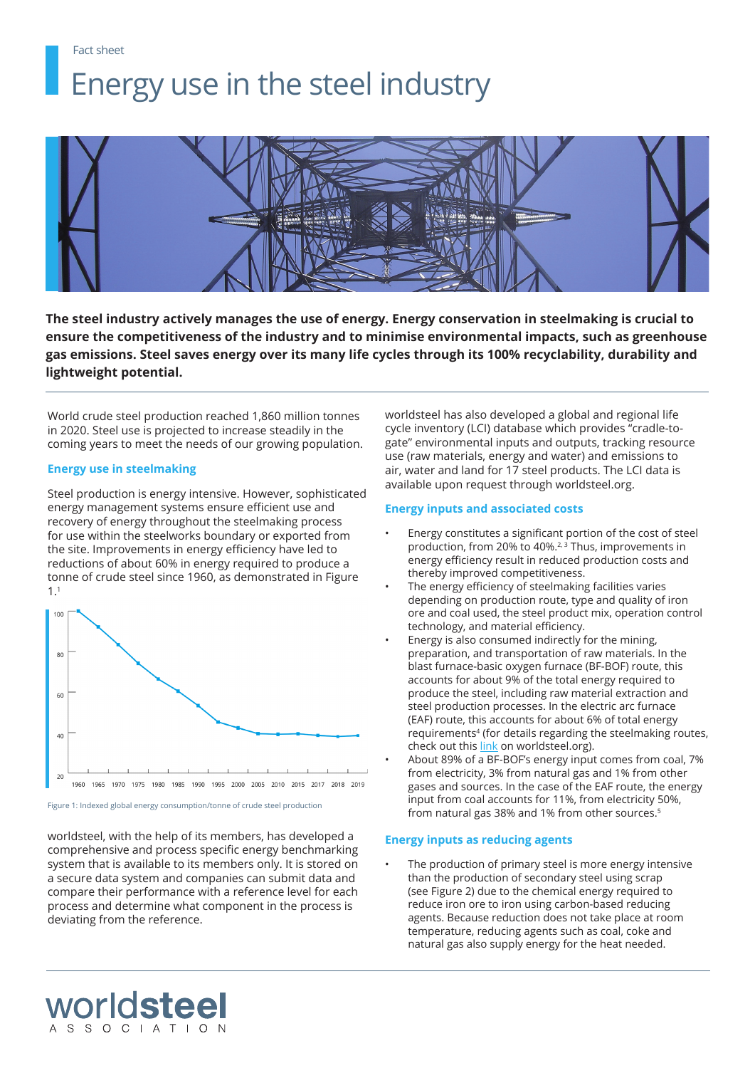Fact sheet

# Energy use in the steel industry

**The steel industry actively manages the use of energy. Energy conservation in steelmaking is crucial to ensure the competitiveness of the industry and to minimise environmental impacts, such as greenhouse gas emissions. Steel saves energy over its many life cycles through its 100% recyclability, durability and lightweight potential.**

World crude steel production reached 1,860 million tonnes in 2020. Steel use is projected to increase steadily in the coming years to meet the needs of our growing population.

## Energy use in steelmaking

Steel production is energy intensive. However, sophisticated energy management systems ensure efficient use and recovery of energy throughout the steelmaking process for use within the steelworks boundary or exported from the site. Improvements in energy efficiency have led to reductions of about 60% in energy required to produce a tonne of crude steel since 1960, as demonstrated in Figure 1.[1]

Figure 1: Indexed global energy consumption/tonne of crude steel production

worldsteel, with the help of its members, has developed a comprehensive and process specific energy benchmarking system that is available to its members only. It is stored on a secure data system and companies can submit data and compare their performance with a reference level for each process and determine what component in the process is deviating from the reference.

worldsteel has also developed a global and regional life cycle inventory (LCI) database which provides "cradle-to-gate" environmental inputs and outputs, tracking resource use (raw materials, energy and water) and emissions to air, water and land for 17 steel products. The LCI data is available upon request through worldsteel.org.

## Energy inputs and associated costs

- Energy constitutes a significant portion of the cost of steel production, from 20% to 40%.[2,3] Thus, improvements in energy efficiency result in reduced production costs and thereby improved competitiveness.
- The energy efficiency of steelmaking facilities varies depending on production route, type and quality of iron ore and coal used, the steel product mix, operation control technology, and material efficiency.
- Energy is also consumed indirectly for the mining, preparation, and transportation of raw materials. In the blast furnace-basic oxygen furnace (BF-BOF) route, this accounts for about 9% of the total energy required to produce the steel, including raw material extraction and steel production processes. In the electric arc furnace (EAF) route, this accounts for about 6% of total energy requirements[4] (for details regarding the steelmaking routes, check out this link on worldsteel.org).
- About 89% of a BF-BOF's energy input comes from coal, 7% from electricity, 3% from natural gas and 1% from other gases and sources. In the case of the EAF route, the energy input from coal accounts for 11%, from electricity 50%, from natural gas 38% and 1% from other sources.[5]

## Energy inputs as reducing agents

- The production of primary steel is more energy intensive than the production of secondary steel using scrap (see Figure 2) due to the chemical energy required to reduce iron ore to iron using carbon-based reducing agents. Because reduction does not take place at room temperature, reducing agents such as coal, coke and natural gas also supply energy for the heat needed.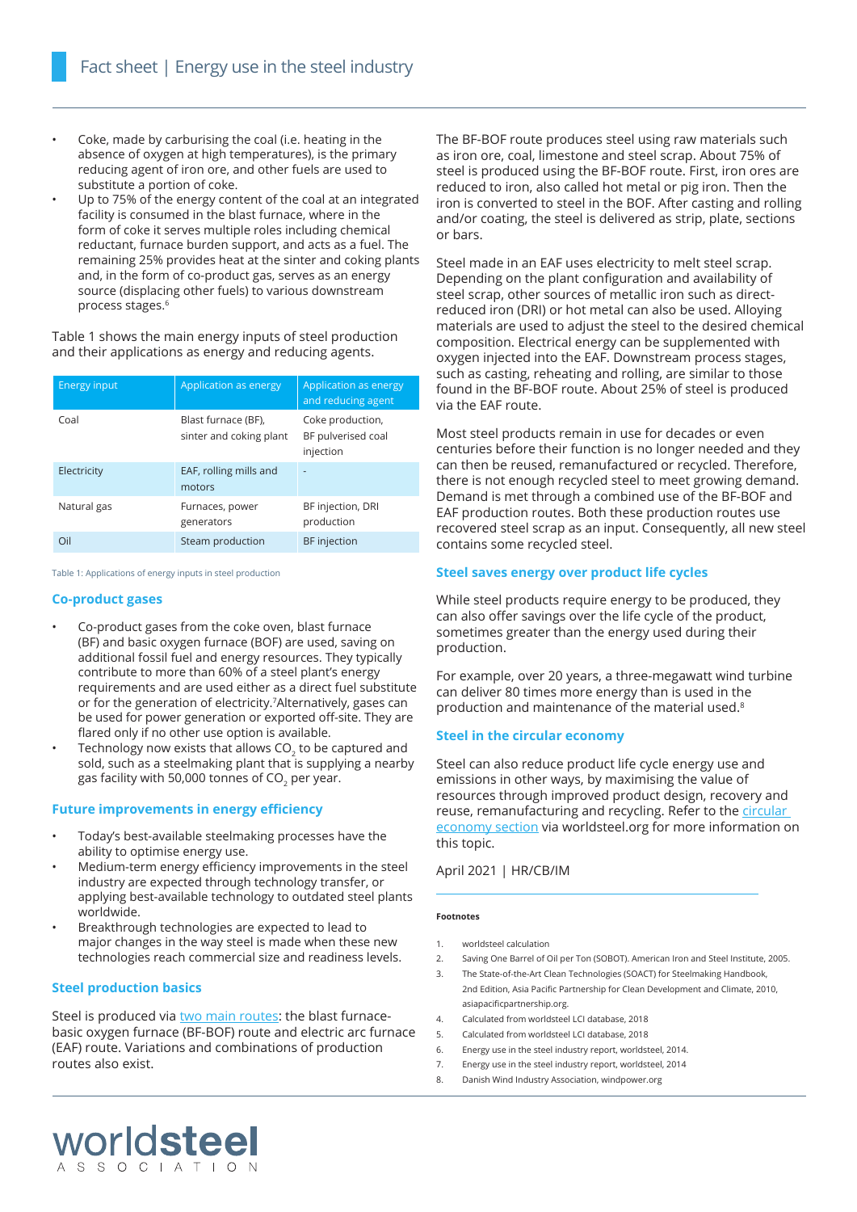- Coke, made by carburising the coal (i.e. heating in the absence of oxygen at high temperatures), is the primary reducing agent of iron ore, and other fuels are used to substitute a portion of coke.
- Up to 75% of the energy content of the coal at an integrated facility is consumed in the blast furnace, where in the form of coke it serves multiple roles including chemical reductant, furnace burden support, and acts as a fuel. The remaining 25% provides heat at the sinter and coking plants and, in the form of co-product gas, serves as an energy source (displacing other fuels) to various downstream process stages.[6]

Table 1 shows the main energy inputs of steel production and their applications as energy and reducing agents.

| Energy input | Application as energy | Application as energy and reducing agent |
|---|---|---|
| Coal | Blast furnace (BF), sinter and coking plant | Coke production, BF pulverised coal injection |
| Electricity | EAF, rolling mills and motors | - |
| Natural gas | Furnaces, power generators | BF injection, DRI production |
| Oil | Steam production | BF injection |

Table 1: Applications of energy inputs in steel production

## Co-product gases

- Co-product gases from the coke oven, blast furnace (BF) and basic oxygen furnace (BOF) are used, saving on additional fossil fuel and energy resources. They typically contribute to more than 60% of a steel plant's energy requirements and are used either as a direct fuel substitute or for the generation of electricity.[7] Alternatively, gases can be used for power generation or exported off-site. They are flared only if no other use option is available.
- Technology now exists that allows $CO_2$ to be captured and sold, such as a steelmaking plant that is supplying a nearby gas facility with 50,000 tonnes of $CO_2$ per year.

## Future improvements in energy efficiency

- Today's best-available steelmaking processes have the ability to optimise energy use.
- Medium-term energy efficiency improvements in the steel industry are expected through technology transfer, or applying best-available technology to outdated steel plants worldwide.
- Breakthrough technologies are expected to lead to major changes in the way steel is made when these new technologies reach commercial size and readiness levels.

## Steel production basics

Steel is produced via two main routes: the blast furnace-basic oxygen furnace (BF-BOF) route and electric arc furnace (EAF) route. Variations and combinations of production routes also exist.

The BF-BOF route produces steel using raw materials such as iron ore, coal, limestone and steel scrap. About 75% of steel is produced using the BF-BOF route. First, iron ores are reduced to iron, also called hot metal or pig iron. Then the iron is converted to steel in the BOF. After casting and rolling and/or coating, the steel is delivered as strip, plate, sections or bars.

Steel made in an EAF uses electricity to melt steel scrap. Depending on the plant configuration and availability of steel scrap, other sources of metallic iron such as direct-reduced iron (DRI) or hot metal can also be used. Alloying materials are used to adjust the steel to the desired chemical composition. Electrical energy can be supplemented with oxygen injected into the EAF. Downstream process stages, such as casting, reheating and rolling, are similar to those found in the BF-BOF route. About 25% of steel is produced via the EAF route.

Most steel products remain in use for decades or even centuries before their function is no longer needed and they can then be reused, remanufactured or recycled. Therefore, there is not enough recycled steel to meet growing demand. Demand is met through a combined use of the BF-BOF and EAF production routes. Both these production routes use recovered steel scrap as an input. Consequently, all new steel contains some recycled steel.

## Steel saves energy over product life cycles

While steel products require energy to be produced, they can also offer savings over the life cycle of the product, sometimes greater than the energy used during their production.

For example, over 20 years, a three-megawatt wind turbine can deliver 80 times more energy than is used in the production and maintenance of the material used.[8]

## Steel in the circular economy

Steel can also reduce product life cycle energy use and emissions in other ways, by maximising the value of resources through improved product design, recovery and reuse, remanufacturing and recycling. Refer to the circular economy section via worldsteel.org for more information on this topic.

April 2021 | HR/CB/IM

**Footnotes**

1. worldsteel calculation
2. Saving One Barrel of Oil per Ton (SOBOT). American Iron and Steel Institute, 2005.
3. The State-of-the-Art Clean Technologies (SOACT) for Steelmaking Handbook, 2nd Edition, Asia Pacific Partnership for Clean Development and Climate, 2010, asiapacificpartnership.org.
4. Calculated from worldsteel LCI database, 2018
5. Calculated from worldsteel LCI database, 2018
6. Energy use in the steel industry report, worldsteel, 2014.
7. Energy use in the steel industry report, worldsteel, 2014
8. Danish Wind Industry Association, windpower.org